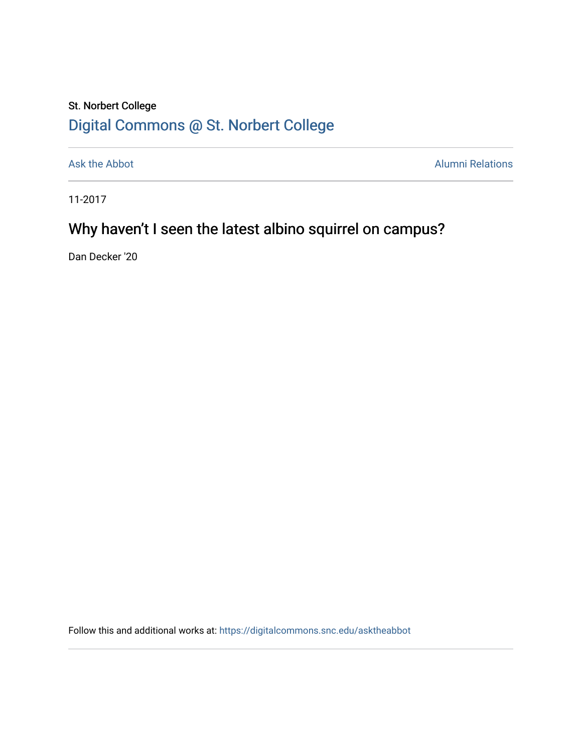St. Norbert College

[Digital Commons @ St. Norbert College](https://digitalcommons.snc.edu)

Ask the Abbot | Alumni Relations

11-2017

# Why haven't I seen the latest albino squirrel on campus?

Dan Decker '20

Follow this and additional works at: https://digitalcommons.snc.edu/asktheabbot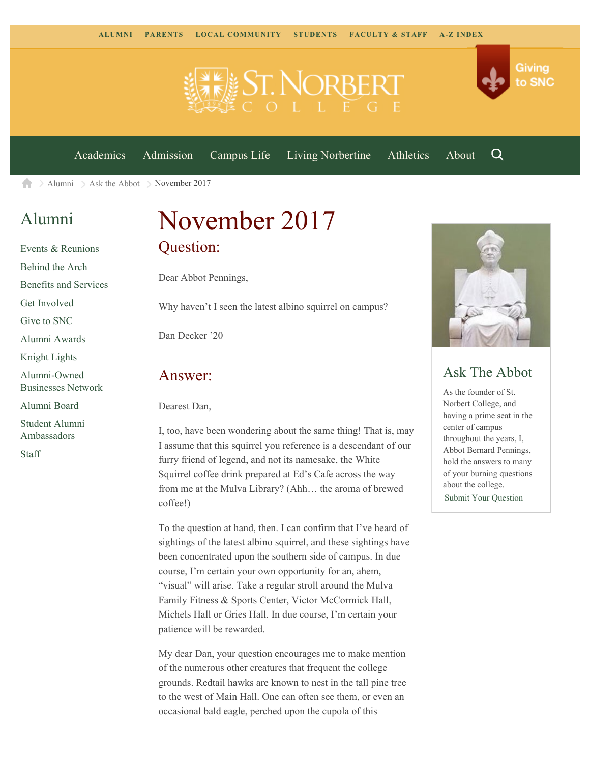ALUMNI PARENTS LOCAL COMMUNITY STUDENTS FACULTY & STAFF A-Z INDEX

Giving to SNC

Academics Admission Campus Life Living Norbertine Athletics About

Alumni > Ask the Abbot > November 2017

## Alumni

- Events & Reunions
- Behind the Arch
- Benefits and Services
- Get Involved
- Give to SNC
- Alumni Awards
- Knight Lights
- Alumni-Owned Businesses Network
- Alumni Board
- Student Alumni Ambassadors
- Staff

# November 2017

## Question:

Dear Abbot Pennings,

Why haven't I seen the latest albino squirrel on campus?

Dan Decker '20

## Answer:

Dearest Dan,

I, too, have been wondering about the same thing! That is, may I assume that this squirrel you reference is a descendant of our furry friend of legend, and not its namesake, the White Squirrel coffee drink prepared at Ed's Cafe across the way from me at the Mulva Library? (Ahh… the aroma of brewed coffee!)

To the question at hand, then. I can confirm that I've heard of sightings of the latest albino squirrel, and these sightings have been concentrated upon the southern side of campus. In due course, I'm certain your own opportunity for an, ahem, "visual" will arise. Take a regular stroll around the Mulva Family Fitness & Sports Center, Victor McCormick Hall, Michels Hall or Gries Hall. In due course, I'm certain your patience will be rewarded.

My dear Dan, your question encourages me to make mention of the numerous other creatures that frequent the college grounds. Redtail hawks are known to nest in the tall pine tree to the west of Main Hall. One can often see them, or even an occasional bald eagle, perched upon the cupola of this

## Ask The Abbot

As the founder of St. Norbert College, and having a prime seat in the center of campus throughout the years, I, Abbot Bernard Pennings, hold the answers to many of your burning questions about the college.

Submit Your Question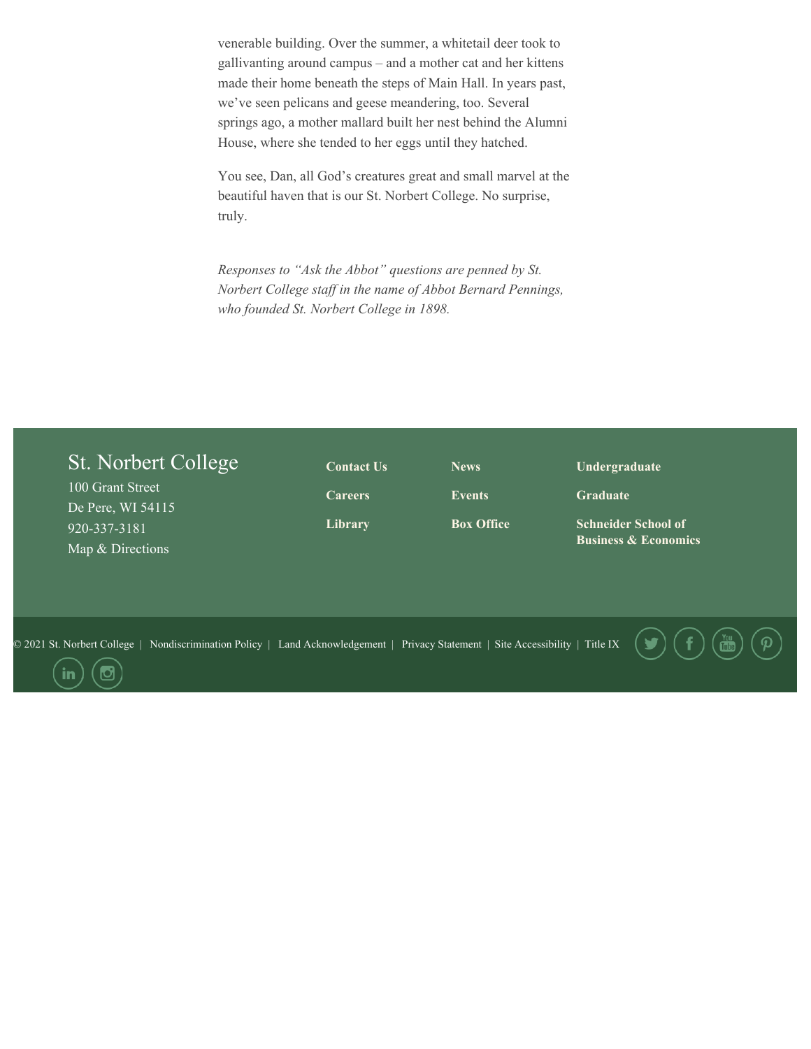venerable building. Over the summer, a whitetail deer took to gallivanting around campus – and a mother cat and her kittens made their home beneath the steps of Main Hall. In years past, we've seen pelicans and geese meandering, too. Several springs ago, a mother mallard built her nest behind the Alumni House, where she tended to her eggs until they hatched.

You see, Dan, all God's creatures great and small marvel at the beautiful haven that is our St. Norbert College. No surprise, truly.

*Responses to "Ask the Abbot" questions are penned by St. Norbert College staff in the name of Abbot Bernard Pennings, who founded St. Norbert College in 1898.*

St. Norbert College
100 Grant Street
De Pere, WI 54115
920-337-3181
Map & Directions

**Contact Us**
**Careers**
**Library**

**News**
**Events**
**Box Office**

**Undergraduate**
**Graduate**
**Schneider School of Business & Economics**

© 2021 St. Norbert College | Nondiscrimination Policy | Land Acknowledgement | Privacy Statement | Site Accessibility | Title IX